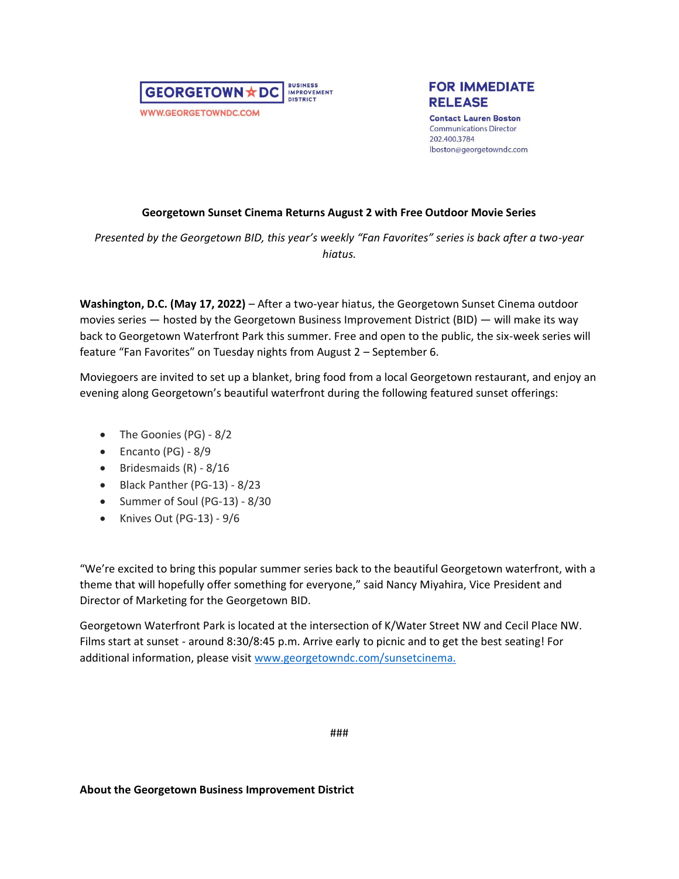GEORGETOWN ☆ DC BUSINESS IMPROVEMENT DISTRICT

WWW.GEORGETOWNDC.COM

**FOR IMMEDIATE RELEASE**

**Contact Lauren Boston**
Communications Director
202.400.3784
lboston@georgetowndc.com

**Georgetown Sunset Cinema Returns August 2 with Free Outdoor Movie Series**

*Presented by the Georgetown BID, this year's weekly "Fan Favorites" series is back after a two-year hiatus.*

**Washington, D.C. (May 17, 2022)** – After a two-year hiatus, the Georgetown Sunset Cinema outdoor movies series — hosted by the Georgetown Business Improvement District (BID) — will make its way back to Georgetown Waterfront Park this summer. Free and open to the public, the six-week series will feature "Fan Favorites" on Tuesday nights from August 2 – September 6.

Moviegoers are invited to set up a blanket, bring food from a local Georgetown restaurant, and enjoy an evening along Georgetown's beautiful waterfront during the following featured sunset offerings:

- The Goonies (PG) - 8/2
- Encanto (PG) - 8/9
- Bridesmaids (R) - 8/16
- Black Panther (PG-13) - 8/23
- Summer of Soul (PG-13) - 8/30
- Knives Out (PG-13) - 9/6

"We're excited to bring this popular summer series back to the beautiful Georgetown waterfront, with a theme that will hopefully offer something for everyone," said Nancy Miyahira, Vice President and Director of Marketing for the Georgetown BID.

Georgetown Waterfront Park is located at the intersection of K/Water Street NW and Cecil Place NW. Films start at sunset - around 8:30/8:45 p.m. Arrive early to picnic and to get the best seating! For additional information, please visit [www.georgetowndc.com/sunsetcinema.](http://www.georgetowndc.com/sunsetcinema)

###

**About the Georgetown Business Improvement District**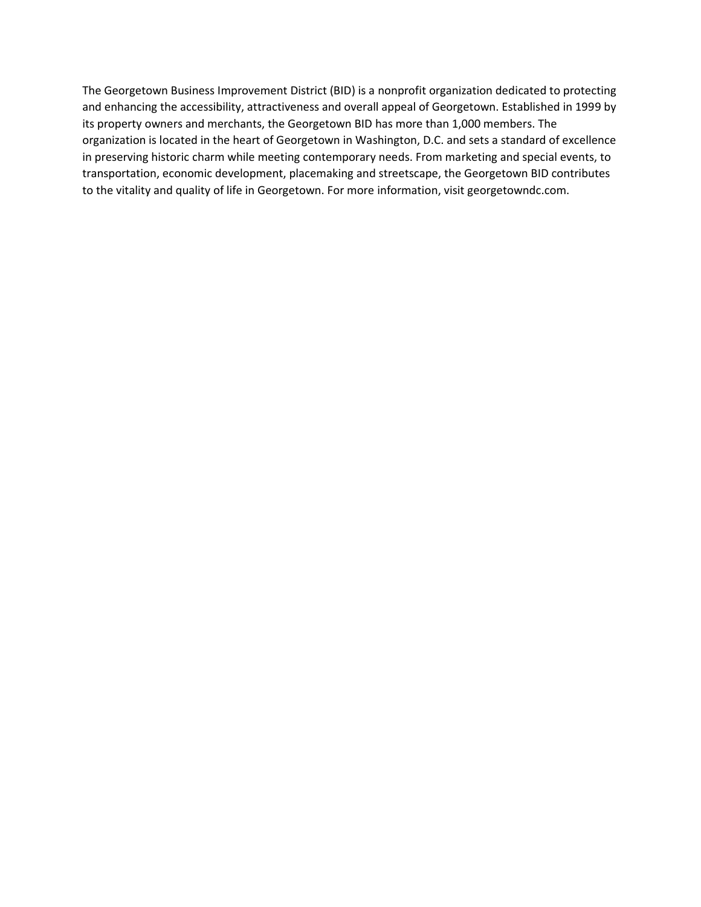The Georgetown Business Improvement District (BID) is a nonprofit organization dedicated to protecting and enhancing the accessibility, attractiveness and overall appeal of Georgetown. Established in 1999 by its property owners and merchants, the Georgetown BID has more than 1,000 members. The organization is located in the heart of Georgetown in Washington, D.C. and sets a standard of excellence in preserving historic charm while meeting contemporary needs. From marketing and special events, to transportation, economic development, placemaking and streetscape, the Georgetown BID contributes to the vitality and quality of life in Georgetown. For more information, visit georgetowndc.com.